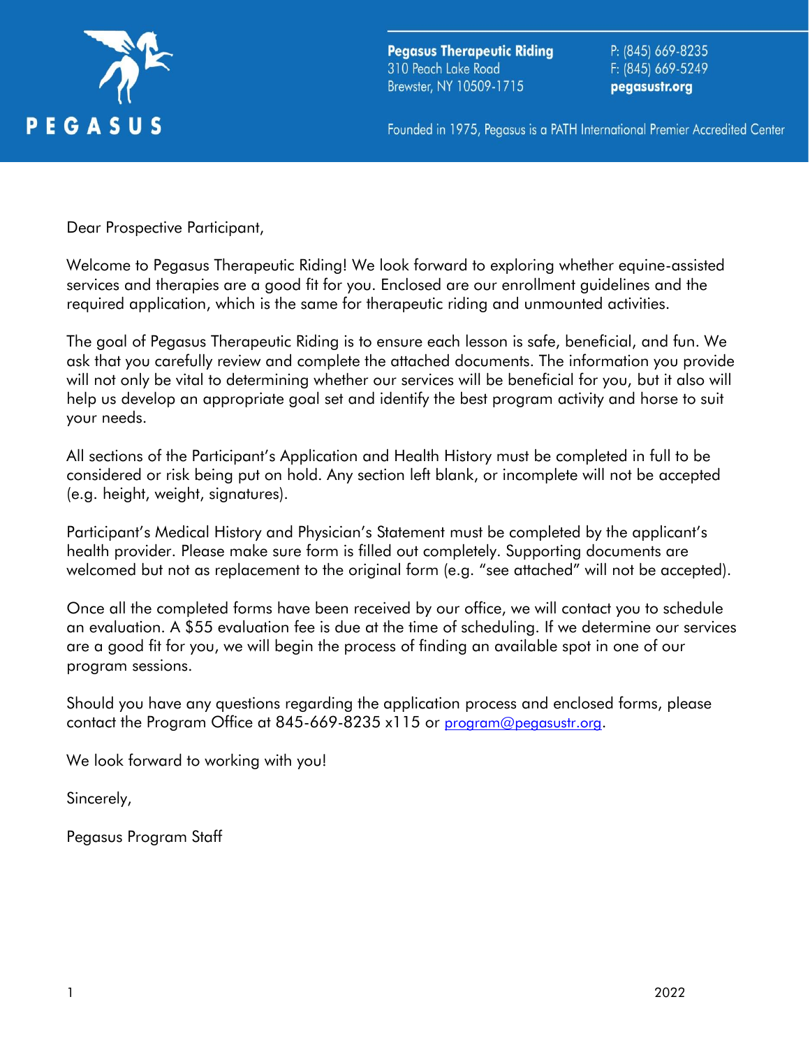**Pegasus Therapeutic Riding**
310 Peach Lake Road
Brewster, NY 10509-1715

P: (845) 669-8235
F: (845) 669-5249
**pegasustr.org**

Founded in 1975, Pegasus is a PATH International Premier Accredited Center

Dear Prospective Participant,

Welcome to Pegasus Therapeutic Riding! We look forward to exploring whether equine-assisted services and therapies are a good fit for you. Enclosed are our enrollment guidelines and the required application, which is the same for therapeutic riding and unmounted activities.

The goal of Pegasus Therapeutic Riding is to ensure each lesson is safe, beneficial, and fun. We ask that you carefully review and complete the attached documents. The information you provide will not only be vital to determining whether our services will be beneficial for you, but it also will help us develop an appropriate goal set and identify the best program activity and horse to suit your needs.

All sections of the Participant's Application and Health History must be completed in full to be considered or risk being put on hold. Any section left blank, or incomplete will not be accepted (e.g. height, weight, signatures).

Participant's Medical History and Physician's Statement must be completed by the applicant's health provider. Please make sure form is filled out completely. Supporting documents are welcomed but not as replacement to the original form (e.g. "see attached" will not be accepted).

Once all the completed forms have been received by our office, we will contact you to schedule an evaluation. A $55 evaluation fee is due at the time of scheduling. If we determine our services are a good fit for you, we will begin the process of finding an available spot in one of our program sessions.

Should you have any questions regarding the application process and enclosed forms, please contact the Program Office at 845-669-8235 x115 or program@pegasustr.org.

We look forward to working with you!

Sincerely,

Pegasus Program Staff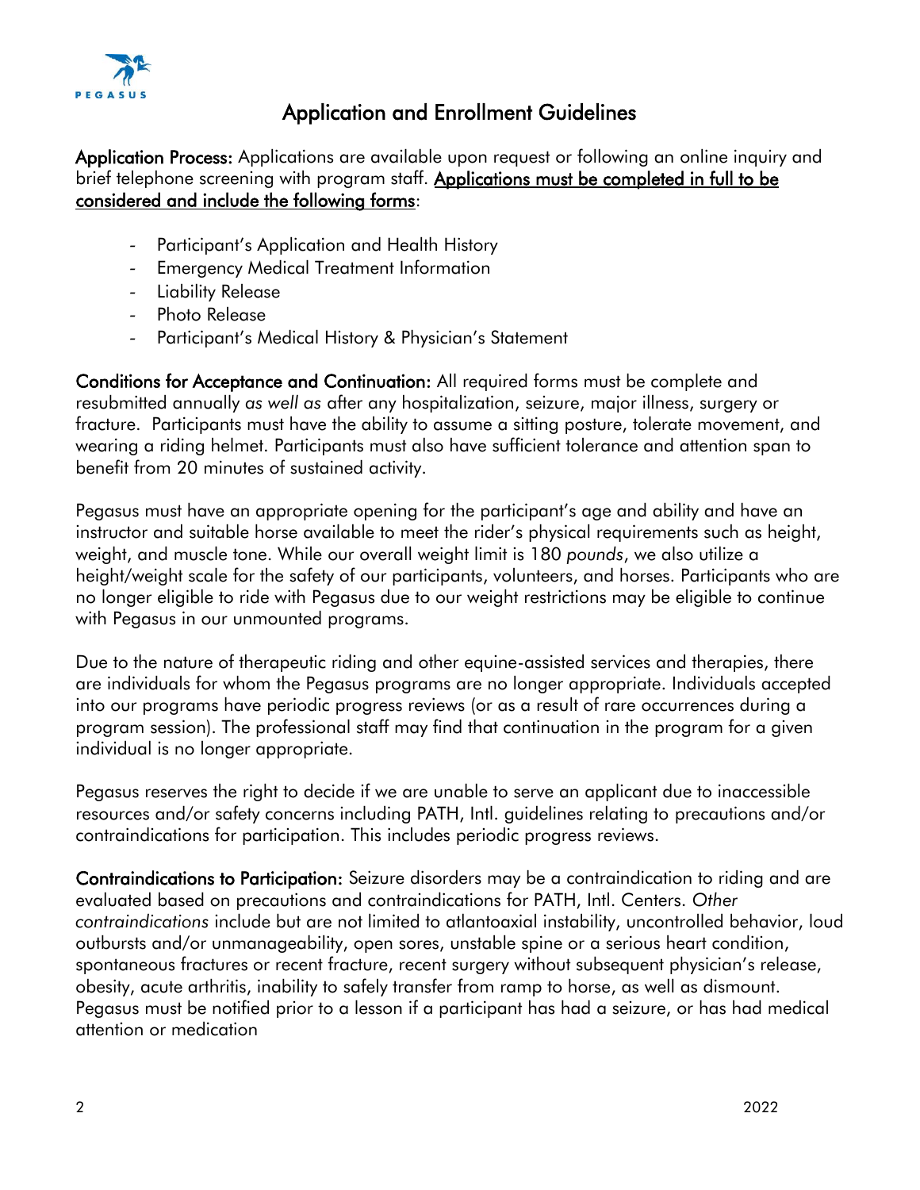# Application and Enrollment Guidelines

**Application Process:** Applications are available upon request or following an online inquiry and brief telephone screening with program staff. **<u>Applications must be completed in full to be considered and include the following forms</u>**:

- Participant's Application and Health History
- Emergency Medical Treatment Information
- Liability Release
- Photo Release
- Participant's Medical History & Physician's Statement

**Conditions for Acceptance and Continuation:** All required forms must be complete and resubmitted annually *as well as* after any hospitalization, seizure, major illness, surgery or fracture. Participants must have the ability to assume a sitting posture, tolerate movement, and wearing a riding helmet. Participants must also have sufficient tolerance and attention span to benefit from 20 minutes of sustained activity.

Pegasus must have an appropriate opening for the participant's age and ability and have an instructor and suitable horse available to meet the rider's physical requirements such as height, weight, and muscle tone. While our overall weight limit is 180 *pounds*, we also utilize a height/weight scale for the safety of our participants, volunteers, and horses. Participants who are no longer eligible to ride with Pegasus due to our weight restrictions may be eligible to continue with Pegasus in our unmounted programs.

Due to the nature of therapeutic riding and other equine-assisted services and therapies, there are individuals for whom the Pegasus programs are no longer appropriate. Individuals accepted into our programs have periodic progress reviews (or as a result of rare occurrences during a program session). The professional staff may find that continuation in the program for a given individual is no longer appropriate.

Pegasus reserves the right to decide if we are unable to serve an applicant due to inaccessible resources and/or safety concerns including PATH, Intl. guidelines relating to precautions and/or contraindications for participation. This includes periodic progress reviews.

**Contraindications to Participation:** Seizure disorders may be a contraindication to riding and are evaluated based on precautions and contraindications for PATH, Intl. Centers. *Other contraindications* include but are not limited to atlantoaxial instability, uncontrolled behavior, loud outbursts and/or unmanageability, open sores, unstable spine or a serious heart condition, spontaneous fractures or recent fracture, recent surgery without subsequent physician's release, obesity, acute arthritis, inability to safely transfer from ramp to horse, as well as dismount. Pegasus must be notified prior to a lesson if a participant has had a seizure, or has had medical attention or medication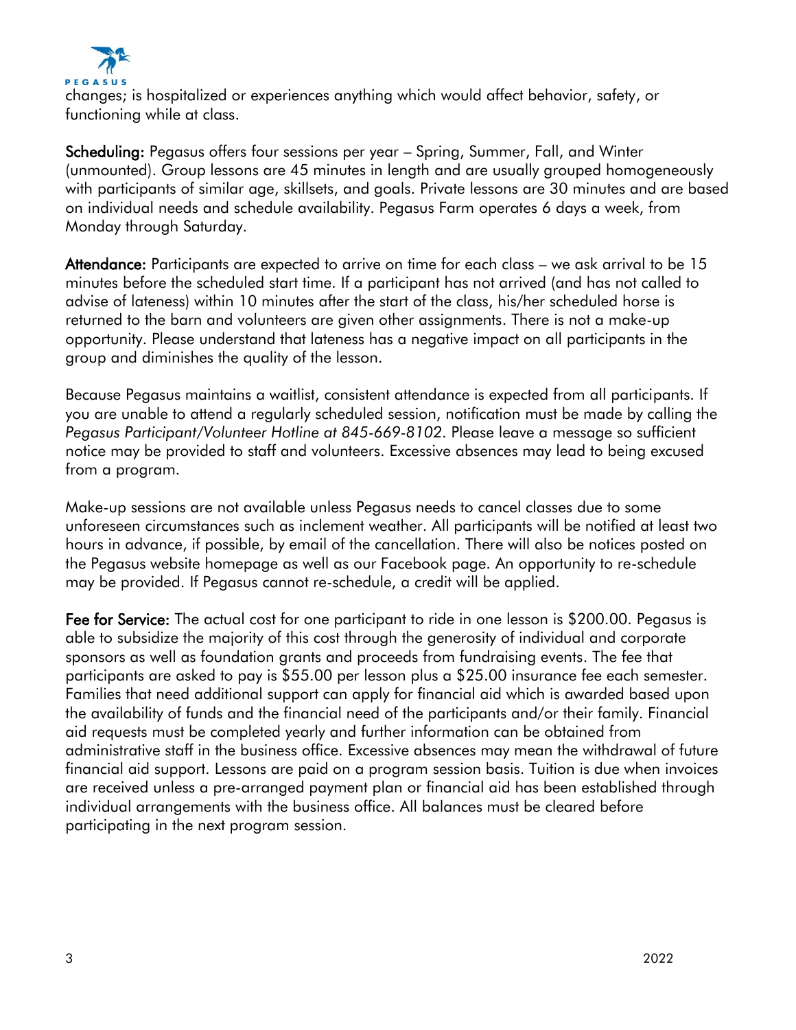changes; is hospitalized or experiences anything which would affect behavior, safety, or functioning while at class.

**Scheduling:** Pegasus offers four sessions per year – Spring, Summer, Fall, and Winter (unmounted). Group lessons are 45 minutes in length and are usually grouped homogeneously with participants of similar age, skillsets, and goals. Private lessons are 30 minutes and are based on individual needs and schedule availability. Pegasus Farm operates 6 days a week, from Monday through Saturday.

**Attendance:** Participants are expected to arrive on time for each class – we ask arrival to be 15 minutes before the scheduled start time. If a participant has not arrived (and has not called to advise of lateness) within 10 minutes after the start of the class, his/her scheduled horse is returned to the barn and volunteers are given other assignments. There is not a make-up opportunity. Please understand that lateness has a negative impact on all participants in the group and diminishes the quality of the lesson.

Because Pegasus maintains a waitlist, consistent attendance is expected from all participants. If you are unable to attend a regularly scheduled session, notification must be made by calling the *Pegasus Participant/Volunteer Hotline at 845-669-8102*. Please leave a message so sufficient notice may be provided to staff and volunteers. Excessive absences may lead to being excused from a program.

Make-up sessions are not available unless Pegasus needs to cancel classes due to some unforeseen circumstances such as inclement weather. All participants will be notified at least two hours in advance, if possible, by email of the cancellation. There will also be notices posted on the Pegasus website homepage as well as our Facebook page. An opportunity to re-schedule may be provided. If Pegasus cannot re-schedule, a credit will be applied.

**Fee for Service:** The actual cost for one participant to ride in one lesson is $200.00. Pegasus is able to subsidize the majority of this cost through the generosity of individual and corporate sponsors as well as foundation grants and proceeds from fundraising events. The fee that participants are asked to pay is $55.00 per lesson plus a $25.00 insurance fee each semester. Families that need additional support can apply for financial aid which is awarded based upon the availability of funds and the financial need of the participants and/or their family. Financial aid requests must be completed yearly and further information can be obtained from administrative staff in the business office. Excessive absences may mean the withdrawal of future financial aid support. Lessons are paid on a program session basis. Tuition is due when invoices are received unless a pre-arranged payment plan or financial aid has been established through individual arrangements with the business office. All balances must be cleared before participating in the next program session.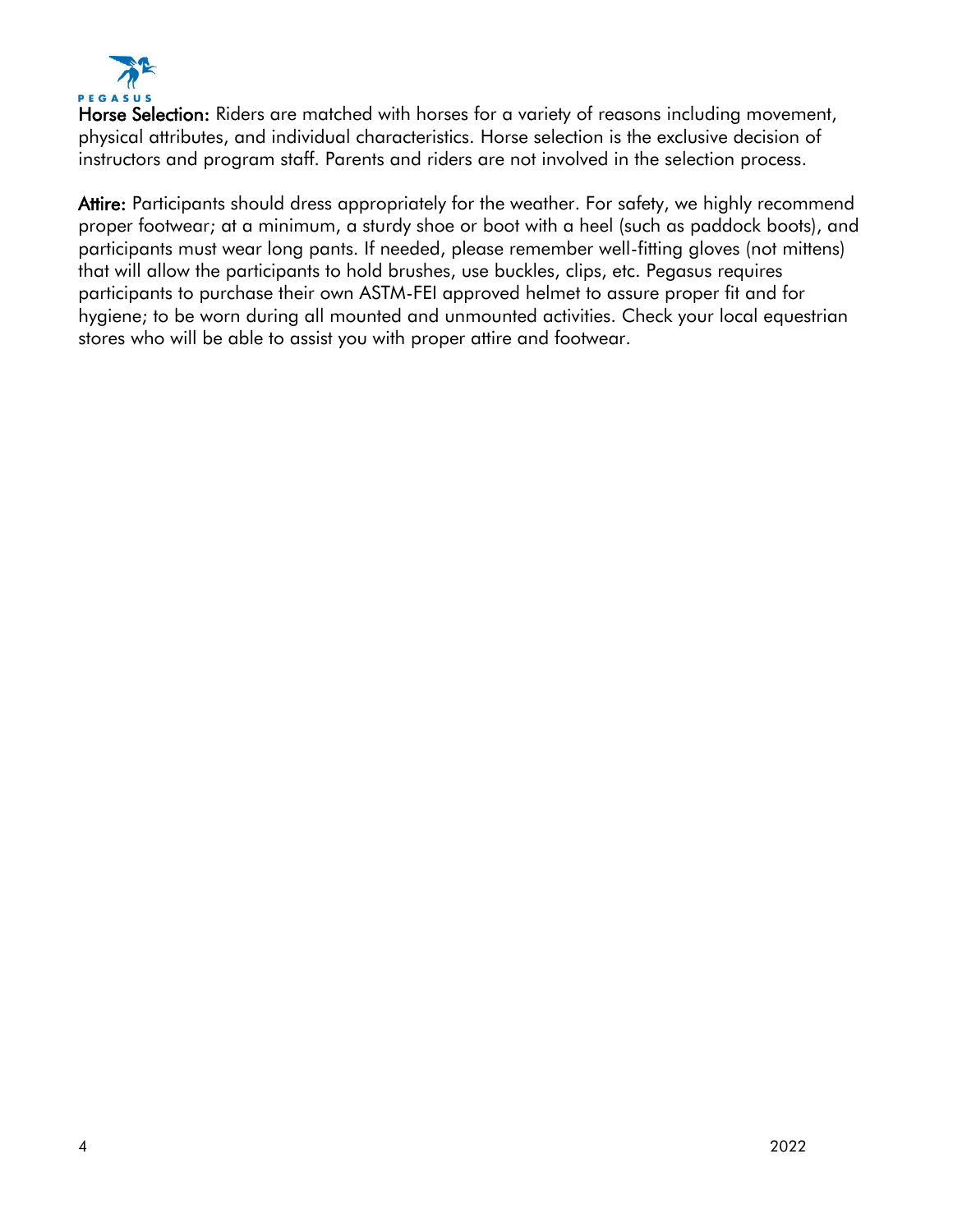**Horse Selection:** Riders are matched with horses for a variety of reasons including movement, physical attributes, and individual characteristics. Horse selection is the exclusive decision of instructors and program staff. Parents and riders are not involved in the selection process.

**Attire:** Participants should dress appropriately for the weather. For safety, we highly recommend proper footwear; at a minimum, a sturdy shoe or boot with a heel (such as paddock boots), and participants must wear long pants. If needed, please remember well-fitting gloves (not mittens) that will allow the participants to hold brushes, use buckles, clips, etc. Pegasus requires participants to purchase their own ASTM-FEI approved helmet to assure proper fit and for hygiene; to be worn during all mounted and unmounted activities. Check your local equestrian stores who will be able to assist you with proper attire and footwear.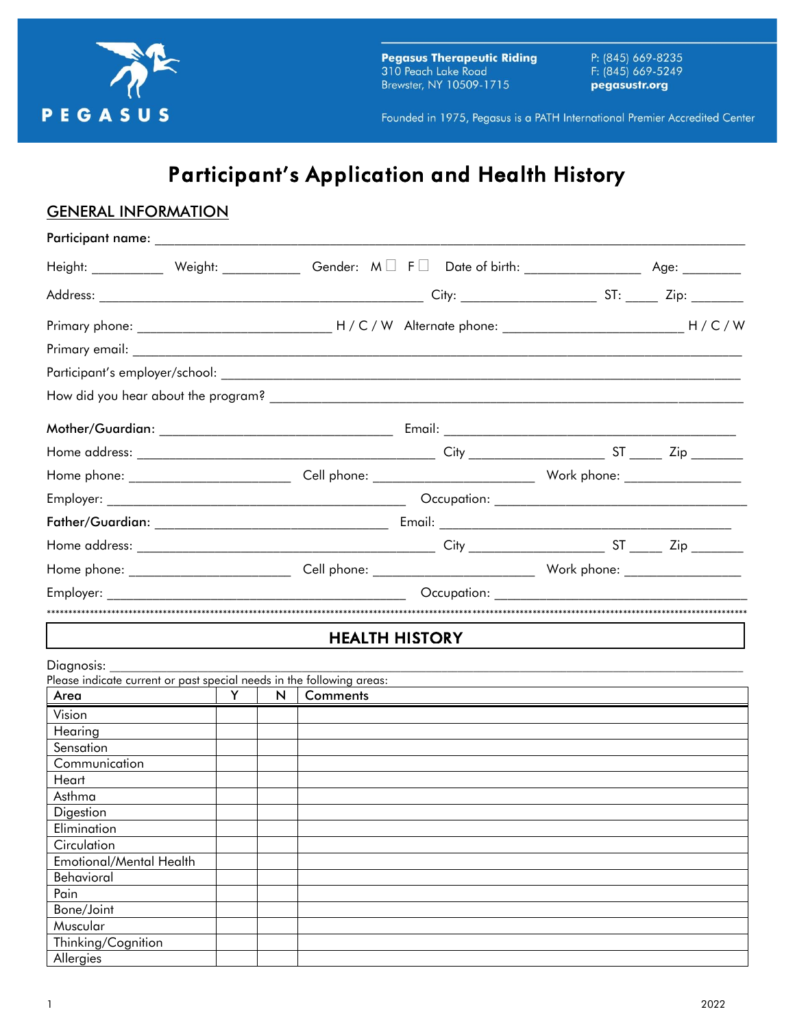Pegasus Therapeutic Riding
310 Peach Lake Road
Brewster, NY 10509-1715

P: (845) 669-8235
F: (845) 669-5249
pegasustr.org

Founded in 1975, Pegasus is a PATH International Premier Accredited Center

# Participant's Application and Health History

## GENERAL INFORMATION

**Participant name:** ______________________________________________________________________

Height: __________ Weight: ___________ Gender: M ☐ F ☐ Date of birth: ________________ Age: ________

Address: _______________________________________________ City: ___________________ ST: _____ Zip: _______

Primary phone: ___________________________ H / C / W Alternate phone: _________________________ H / C / W

Primary email: ______________________________________________________________________

Participant's employer/school: ______________________________________________________________________

How did you hear about the program? ______________________________________________________________________

**Mother/Guardian:** _________________________________ Email: ___________________________________________

Home address: ___________________________________________ City ___________________ ST _____ Zip _______

Home phone: _______________________ Cell phone: _______________________ Work phone: ________________

Employer: ___________________________________________ Occupation: ____________________________________

**Father/Guardian:** _________________________________ Email: ___________________________________________

Home address: ___________________________________________ City ___________________ ST _____ Zip _______

Home phone: _______________________ Cell phone: _______________________ Work phone: ________________

Employer: ___________________________________________ Occupation: ____________________________________

## HEALTH HISTORY

Diagnosis: ______________________________________________________________________

Please indicate current or past special needs in the following areas:

| Area | Y | N | Comments |
|---|---|---|---|
| Vision | | | |
| Hearing | | | |
| Sensation | | | |
| Communication | | | |
| Heart | | | |
| Asthma | | | |
| Digestion | | | |
| Elimination | | | |
| Circulation | | | |
| Emotional/Mental Health | | | |
| Behavioral | | | |
| Pain | | | |
| Bone/Joint | | | |
| Muscular | | | |
| Thinking/Cognition | | | |
| Allergies | | | |

2022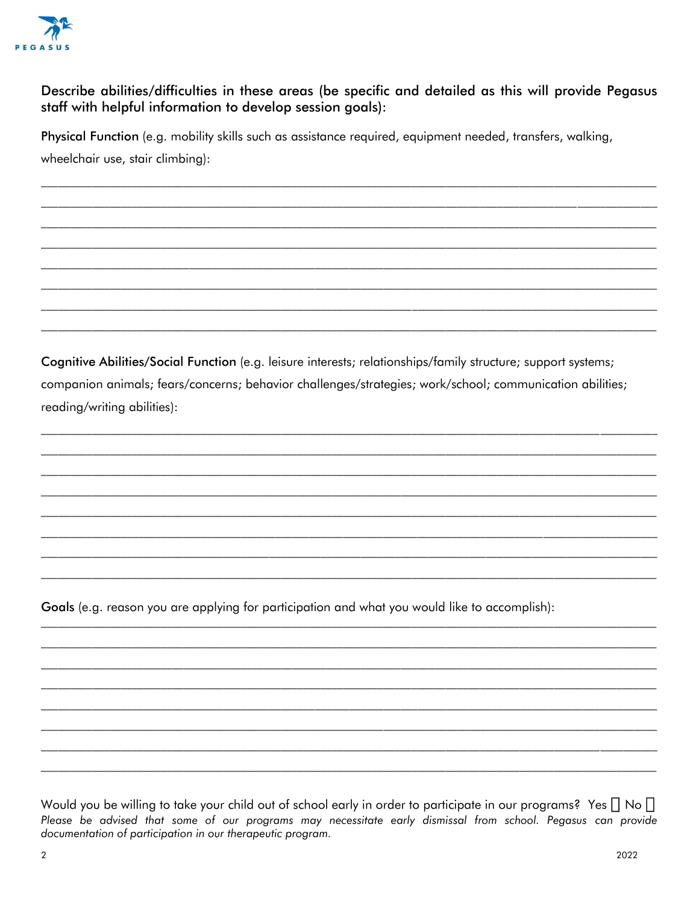**Describe abilities/difficulties in these areas (be specific and detailed as this will provide Pegasus staff with helpful information to develop session goals):**

**Physical Function** (e.g. mobility skills such as assistance required, equipment needed, transfers, walking, wheelchair use, stair climbing):

___________________________________________________________________________
___________________________________________________________________________
___________________________________________________________________________
___________________________________________________________________________
___________________________________________________________________________
___________________________________________________________________________
___________________________________________________________________________
___________________________________________________________________________

**Cognitive Abilities/Social Function** (e.g. leisure interests; relationships/family structure; support systems; companion animals; fears/concerns; behavior challenges/strategies; work/school; communication abilities; reading/writing abilities):

___________________________________________________________________________
___________________________________________________________________________
___________________________________________________________________________
___________________________________________________________________________
___________________________________________________________________________
___________________________________________________________________________
___________________________________________________________________________
___________________________________________________________________________

**Goals** (e.g. reason you are applying for participation and what you would like to accomplish):

___________________________________________________________________________
___________________________________________________________________________
___________________________________________________________________________
___________________________________________________________________________
___________________________________________________________________________
___________________________________________________________________________
___________________________________________________________________________
___________________________________________________________________________

Would you be willing to take your child out of school early in order to participate in our programs? Yes ☐ No ☐

*Please be advised that some of our programs may necessitate early dismissal from school. Pegasus can provide documentation of participation in our therapeutic program.*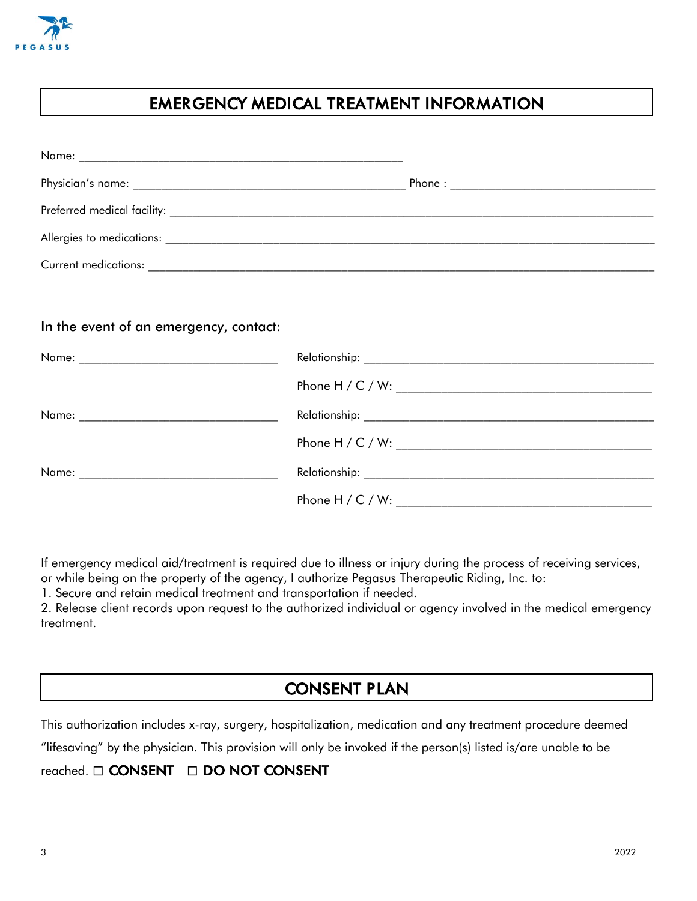## EMERGENCY MEDICAL TREATMENT INFORMATION

Name: ______________________________________________________

Physician's name: ____________________________________________ Phone : ________________________________

Preferred medical facility: ______________________________________________________________________________

Allergies to medications: ________________________________________________________________________________

Current medications: ___________________________________________________________________________________

### In the event of an emergency, contact:

Name: ________________________________ Relationship: ________________________________________________

Phone H / C / W: _______________________________________

Name: ________________________________ Relationship: ________________________________________________

Phone H / C / W: _______________________________________

Name: ________________________________ Relationship: ________________________________________________

Phone H / C / W: _______________________________________

If emergency medical aid/treatment is required due to illness or injury during the process of receiving services, or while being on the property of the agency, I authorize Pegasus Therapeutic Riding, Inc. to:

1. Secure and retain medical treatment and transportation if needed.
2. Release client records upon request to the authorized individual or agency involved in the medical emergency treatment.

## CONSENT PLAN

This authorization includes x-ray, surgery, hospitalization, medication and any treatment procedure deemed "lifesaving" by the physician. This provision will only be invoked if the person(s) listed is/are unable to be reached. ☐ **CONSENT** ☐ **DO NOT CONSENT**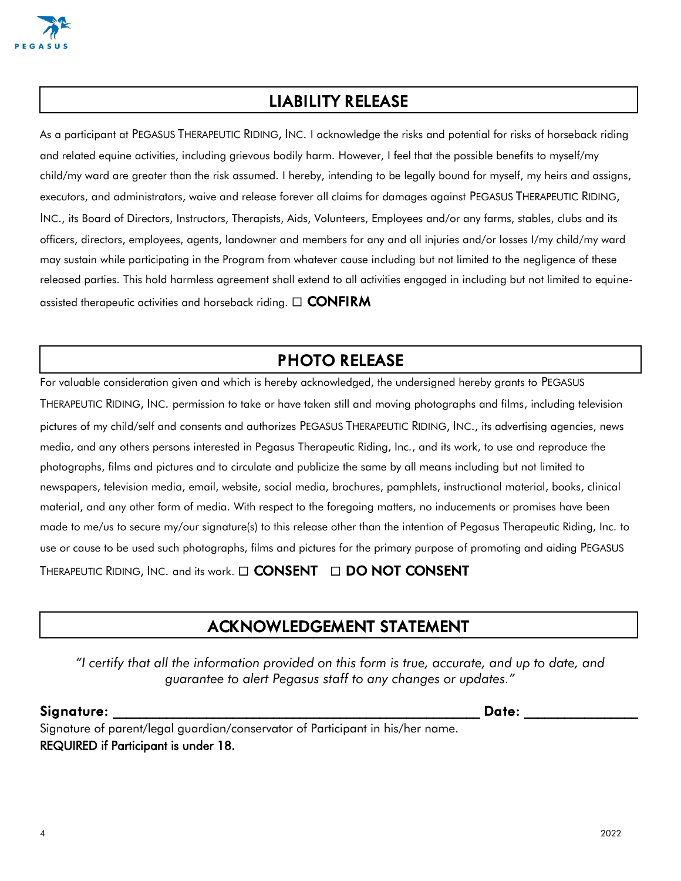## LIABILITY RELEASE

As a participant at PEGASUS THERAPEUTIC RIDING, INC. I acknowledge the risks and potential for risks of horseback riding and related equine activities, including grievous bodily harm. However, I feel that the possible benefits to myself/my child/my ward are greater than the risk assumed. I hereby, intending to be legally bound for myself, my heirs and assigns, executors, and administrators, waive and release forever all claims for damages against PEGASUS THERAPEUTIC RIDING, INC., its Board of Directors, Instructors, Therapists, Aids, Volunteers, Employees and/or any farms, stables, clubs and its officers, directors, employees, agents, landowner and members for any and all injuries and/or losses I/my child/my ward may sustain while participating in the Program from whatever cause including but not limited to the negligence of these released parties. This hold harmless agreement shall extend to all activities engaged in including but not limited to equine-assisted therapeutic activities and horseback riding. ☐ **CONFIRM**

## PHOTO RELEASE

For valuable consideration given and which is hereby acknowledged, the undersigned hereby grants to PEGASUS THERAPEUTIC RIDING, INC. permission to take or have taken still and moving photographs and films, including television pictures of my child/self and consents and authorizes PEGASUS THERAPEUTIC RIDING, INC., its advertising agencies, news media, and any others persons interested in Pegasus Therapeutic Riding, Inc., and its work, to use and reproduce the photographs, films and pictures and to circulate and publicize the same by all means including but not limited to newspapers, television media, email, website, social media, brochures, pamphlets, instructional material, books, clinical material, and any other form of media. With respect to the foregoing matters, no inducements or promises have been made to me/us to secure my/our signature(s) to this release other than the intention of Pegasus Therapeutic Riding, Inc. to use or cause to be used such photographs, films and pictures for the primary purpose of promoting and aiding PEGASUS THERAPEUTIC RIDING, INC. and its work. ☐ **CONSENT** ☐ **DO NOT CONSENT**

## ACKNOWLEDGEMENT STATEMENT

*"I certify that all the information provided on this form is true, accurate, and up to date, and guarantee to alert Pegasus staff to any changes or updates."*

**Signature:** ____________________________________________ **Date:** ______________

Signature of parent/legal guardian/conservator of Participant in his/her name.
REQUIRED if Participant is under 18.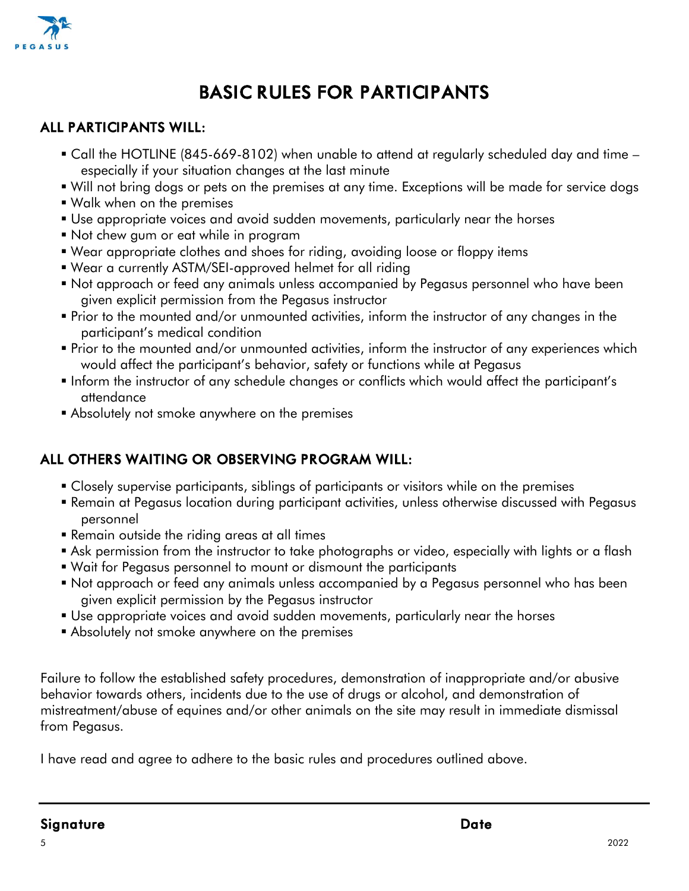# BASIC RULES FOR PARTICIPANTS

## ALL PARTICIPANTS WILL:

- Call the HOTLINE (845-669-8102) when unable to attend at regularly scheduled day and time – especially if your situation changes at the last minute
- Will not bring dogs or pets on the premises at any time. Exceptions will be made for service dogs
- Walk when on the premises
- Use appropriate voices and avoid sudden movements, particularly near the horses
- Not chew gum or eat while in program
- Wear appropriate clothes and shoes for riding, avoiding loose or floppy items
- Wear a currently ASTM/SEI-approved helmet for all riding
- Not approach or feed any animals unless accompanied by Pegasus personnel who have been given explicit permission from the Pegasus instructor
- Prior to the mounted and/or unmounted activities, inform the instructor of any changes in the participant's medical condition
- Prior to the mounted and/or unmounted activities, inform the instructor of any experiences which would affect the participant's behavior, safety or functions while at Pegasus
- Inform the instructor of any schedule changes or conflicts which would affect the participant's attendance
- Absolutely not smoke anywhere on the premises

## ALL OTHERS WAITING OR OBSERVING PROGRAM WILL:

- Closely supervise participants, siblings of participants or visitors while on the premises
- Remain at Pegasus location during participant activities, unless otherwise discussed with Pegasus personnel
- Remain outside the riding areas at all times
- Ask permission from the instructor to take photographs or video, especially with lights or a flash
- Wait for Pegasus personnel to mount or dismount the participants
- Not approach or feed any animals unless accompanied by a Pegasus personnel who has been given explicit permission by the Pegasus instructor
- Use appropriate voices and avoid sudden movements, particularly near the horses
- Absolutely not smoke anywhere on the premises

Failure to follow the established safety procedures, demonstration of inappropriate and/or abusive behavior towards others, incidents due to the use of drugs or alcohol, and demonstration of mistreatment/abuse of equines and/or other animals on the site may result in immediate dismissal from Pegasus.

I have read and agree to adhere to the basic rules and procedures outlined above.

**Signature** **Date**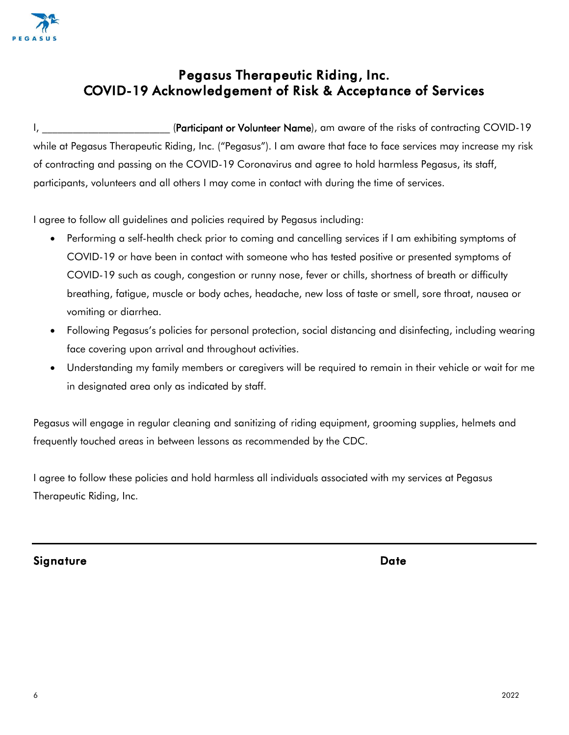# Pegasus Therapeutic Riding, Inc.
# COVID-19 Acknowledgement of Risk & Acceptance of Services

I, ________________________ (**Participant or Volunteer Name**), am aware of the risks of contracting COVID-19 while at Pegasus Therapeutic Riding, Inc. ("Pegasus"). I am aware that face to face services may increase my risk of contracting and passing on the COVID-19 Coronavirus and agree to hold harmless Pegasus, its staff, participants, volunteers and all others I may come in contact with during the time of services.

I agree to follow all guidelines and policies required by Pegasus including:

- Performing a self-health check prior to coming and cancelling services if I am exhibiting symptoms of COVID-19 or have been in contact with someone who has tested positive or presented symptoms of COVID-19 such as cough, congestion or runny nose, fever or chills, shortness of breath or difficulty breathing, fatigue, muscle or body aches, headache, new loss of taste or smell, sore throat, nausea or vomiting or diarrhea.
- Following Pegasus's policies for personal protection, social distancing and disinfecting, including wearing face covering upon arrival and throughout activities.
- Understanding my family members or caregivers will be required to remain in their vehicle or wait for me in designated area only as indicated by staff.

Pegasus will engage in regular cleaning and sanitizing of riding equipment, grooming supplies, helmets and frequently touched areas in between lessons as recommended by the CDC.

I agree to follow these policies and hold harmless all individuals associated with my services at Pegasus Therapeutic Riding, Inc.

**Signature** **Date**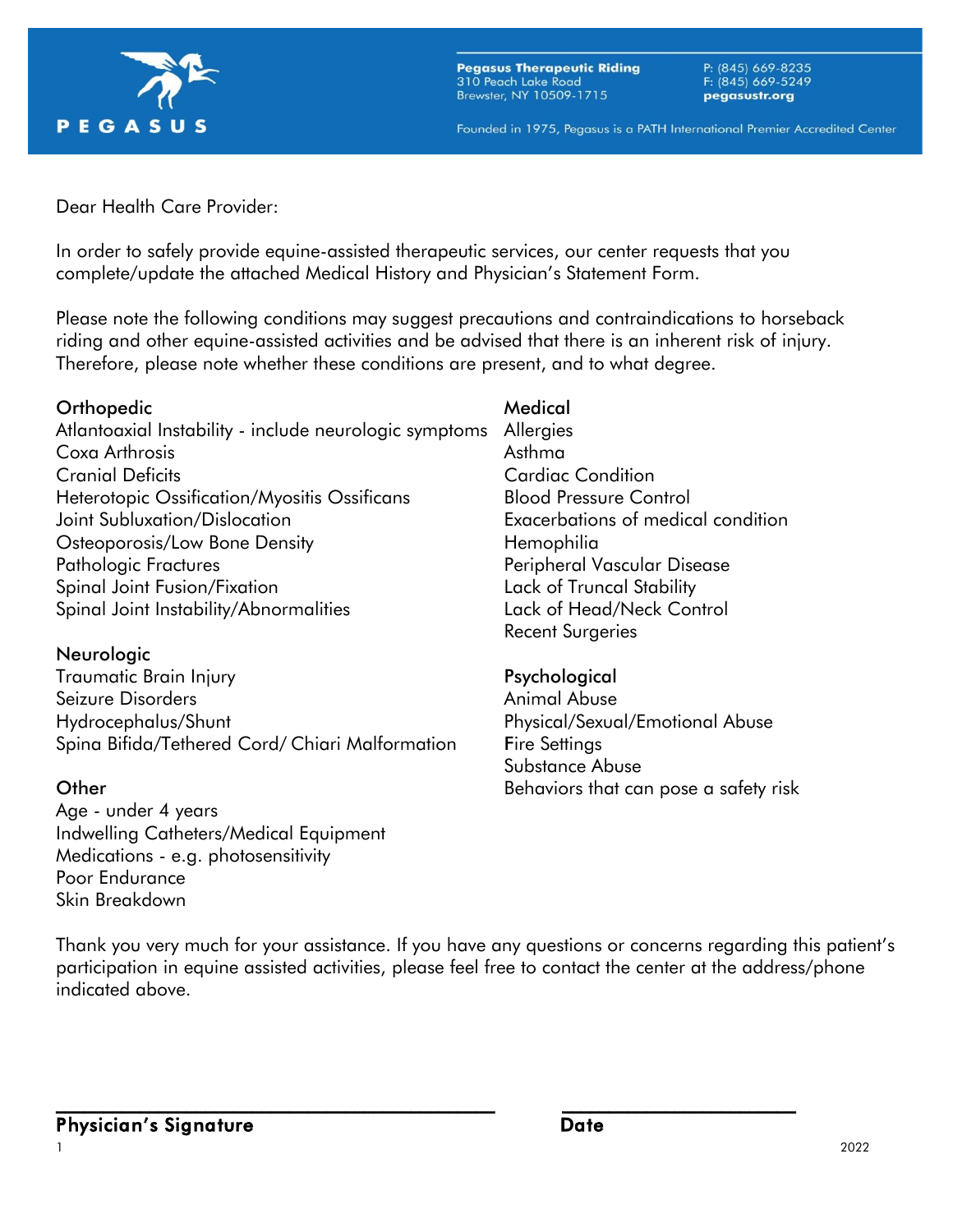**Pegasus Therapeutic Riding**
310 Peach Lake Road
Brewster, NY 10509-1715

P: (845) 669-8235
F: (845) 669-5249
pegasustr.org

Founded in 1975, Pegasus is a PATH International Premier Accredited Center

Dear Health Care Provider:

In order to safely provide equine-assisted therapeutic services, our center requests that you complete/update the attached Medical History and Physician's Statement Form.

Please note the following conditions may suggest precautions and contraindications to horseback riding and other equine-assisted activities and be advised that there is an inherent risk of injury. Therefore, please note whether these conditions are present, and to what degree.

### Orthopedic

- Atlantoaxial Instability - include neurologic symptoms
- Coxa Arthrosis
- Cranial Deficits
- Heterotopic Ossification/Myositis Ossificans
- Joint Subluxation/Dislocation
- Osteoporosis/Low Bone Density
- Pathologic Fractures
- Spinal Joint Fusion/Fixation
- Spinal Joint Instability/Abnormalities

### Neurologic

- Traumatic Brain Injury
- Seizure Disorders
- Hydrocephalus/Shunt
- Spina Bifida/Tethered Cord/ Chiari Malformation

### Other

- Age - under 4 years
- Indwelling Catheters/Medical Equipment
- Medications - e.g. photosensitivity
- Poor Endurance
- Skin Breakdown

### Medical

- Allergies
- Asthma
- Cardiac Condition
- Blood Pressure Control
- Exacerbations of medical condition
- Hemophilia
- Peripheral Vascular Disease
- Lack of Truncal Stability
- Lack of Head/Neck Control
- Recent Surgeries

### Psychological

- Animal Abuse
- Physical/Sexual/Emotional Abuse
- Fire Settings
- Substance Abuse
- Behaviors that can pose a safety risk

Thank you very much for your assistance. If you have any questions or concerns regarding this patient's participation in equine assisted activities, please feel free to contact the center at the address/phone indicated above.

\_\_\_\_\_\_\_\_\_\_\_\_\_\_\_\_\_\_\_\_\_\_\_\_\_\_\_\_\_\_\_\_\_\_\_\_\_\_\_\_ &nbsp;&nbsp;&nbsp;&nbsp; \_\_\_\_\_\_\_\_\_\_\_\_\_\_\_\_\_\_\_\_\_\_

**Physician's Signature** &nbsp;&nbsp;&nbsp;&nbsp; **Date**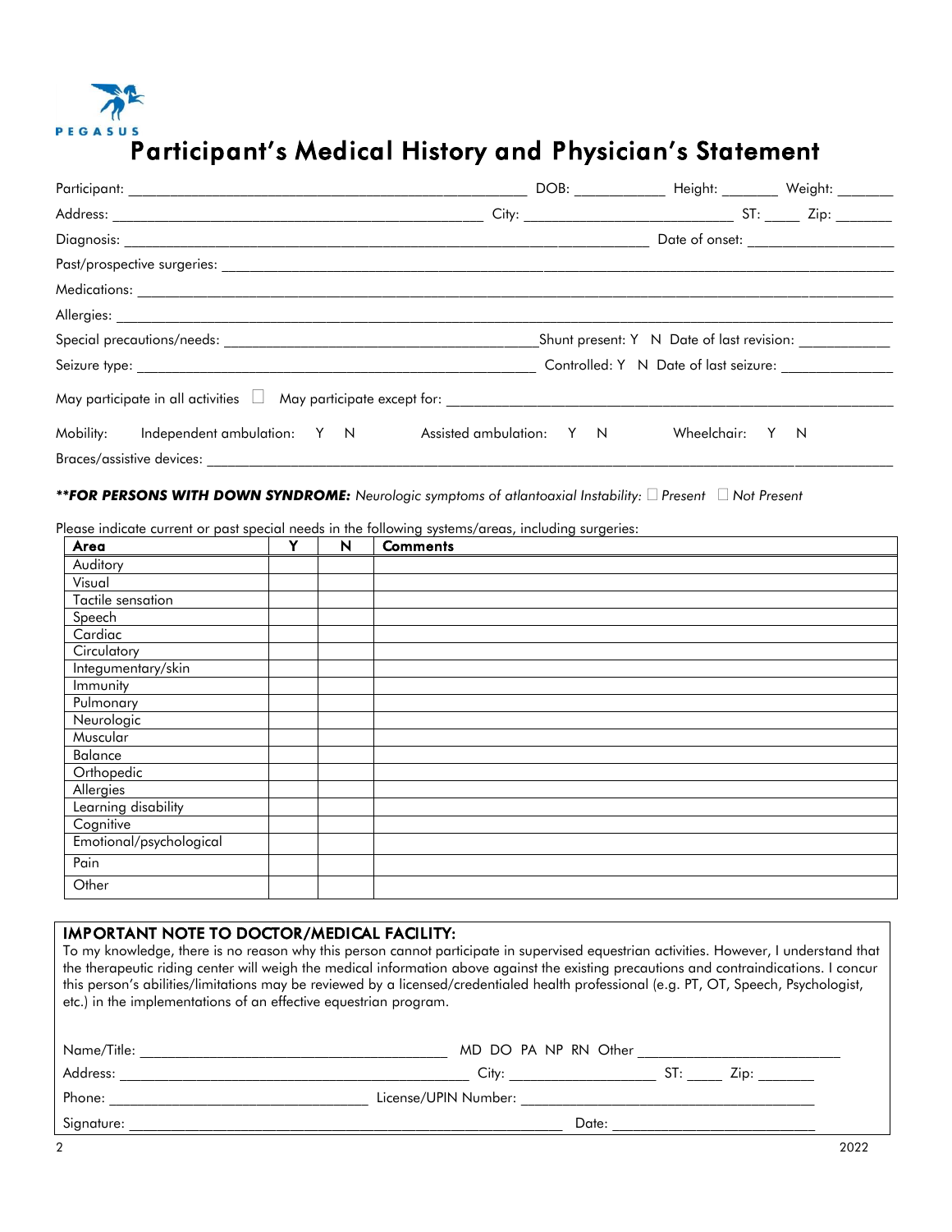PEGASUS

# Participant's Medical History and Physician's Statement

Participant: ______________________________________________ DOB: ___________ Height: _______ Weight: _______

Address: _____________________________________________ City: ________________________ ST: _____ Zip: _______

Diagnosis: ______________________________________________________________ Date of onset: __________________

Past/prospective surgeries: ___________________________________________________________________________

Medications: _____________________________________________________________________________________

Allergies: _______________________________________________________________________________________

Special precautions/needs: ______________________________________ Shunt present: Y N Date of last revision: ___________

Seizure type: _____________________________________________ Controlled: Y N Date of last seizure: ______________

May participate in all activities ☐ May participate except for: _____________________________________________________

Mobility: Independent ambulation: Y N Assisted ambulation: Y N Wheelchair: Y N

Braces/assistive devices: _____________________________________________________________________________

***\*\*FOR PERSONS WITH DOWN SYNDROME:*** *Neurologic symptoms of atlantoaxial Instability:* ☐ *Present* ☐ *Not Present*

Please indicate current or past special needs in the following systems/areas, including surgeries:

| Area | Y | N | Comments |
|---|---|---|---|
| Auditory | | | |
| Visual | | | |
| Tactile sensation | | | |
| Speech | | | |
| Cardiac | | | |
| Circulatory | | | |
| Integumentary/skin | | | |
| Immunity | | | |
| Pulmonary | | | |
| Neurologic | | | |
| Muscular | | | |
| Balance | | | |
| Orthopedic | | | |
| Allergies | | | |
| Learning disability | | | |
| Cognitive | | | |
| Emotional/psychological | | | |
| Pain | | | |
| Other | | | |

**IMPORTANT NOTE TO DOCTOR/MEDICAL FACILITY:**

To my knowledge, there is no reason why this person cannot participate in supervised equestrian activities. However, I understand that the therapeutic riding center will weigh the medical information above against the existing precautions and contraindications. I concur this person's abilities/limitations may be reviewed by a licensed/credentialed health professional (e.g. PT, OT, Speech, Psychologist, etc.) in the implementations of an effective equestrian program.

Name/Title: ____________________________________ MD DO PA NP RN Other __________________________

Address: _____________________________________ City: __________________ ST: _____ Zip: _______

Phone: _______________________________ License/UPIN Number: __________________________________

Signature: __________________________________________________ Date: __________________________

2022